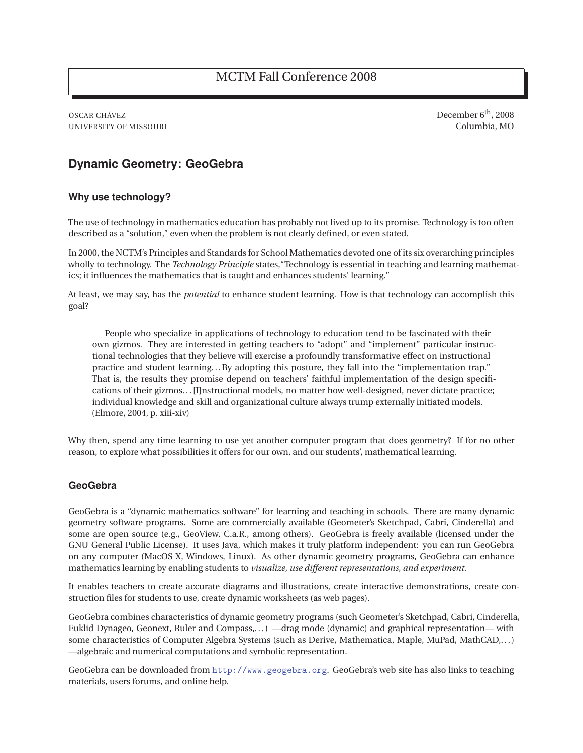# MCTM Fall Conference 2008

ÓSCAR CHÁVEZ
UNIVERSITY OF MISSOURI

December 6th, 2008
Columbia, MO

## Dynamic Geometry: GeoGebra

### Why use technology?

The use of technology in mathematics education has probably not lived up to its promise. Technology is too often described as a "solution," even when the problem is not clearly defined, or even stated.

In 2000, the NCTM's Principles and Standards for School Mathematics devoted one of its six overarching principles wholly to technology. The *Technology Principle* states,"Technology is essential in teaching and learning mathematics; it influences the mathematics that is taught and enhances students' learning."

At least, we may say, has the *potential* to enhance student learning. How is that technology can accomplish this goal?

> People who specialize in applications of technology to education tend to be fascinated with their own gizmos. They are interested in getting teachers to "adopt" and "implement" particular instructional technologies that they believe will exercise a profoundly transformative effect on instructional practice and student learning... By adopting this posture, they fall into the "implementation trap." That is, the results they promise depend on teachers' faithful implementation of the design specifications of their gizmos... [I]nstructional models, no matter how well-designed, never dictate practice; individual knowledge and skill and organizational culture always trump externally initiated models. (Elmore, 2004, p. xiii-xiv)

Why then, spend any time learning to use yet another computer program that does geometry? If for no other reason, to explore what possibilities it offers for our own, and our students', mathematical learning.

### GeoGebra

GeoGebra is a "dynamic mathematics software" for learning and teaching in schools. There are many dynamic geometry software programs. Some are commercially available (Geometer's Sketchpad, Cabri, Cinderella) and some are open source (e.g., GeoView, C.a.R., among others). GeoGebra is freely available (licensed under the GNU General Public License). It uses Java, which makes it truly platform independent: you can run GeoGebra on any computer (MacOS X, Windows, Linux). As other dynamic geometry programs, GeoGebra can enhance mathematics learning by enabling students to *visualize, use different representations, and experiment.*

It enables teachers to create accurate diagrams and illustrations, create interactive demonstrations, create construction files for students to use, create dynamic worksheets (as web pages).

GeoGebra combines characteristics of dynamic geometry programs (such Geometer's Sketchpad, Cabri, Cinderella, Euklid Dynageo, Geonext, Ruler and Compass,...) —drag mode (dynamic) and graphical representation— with some characteristics of Computer Algebra Systems (such as Derive, Mathematica, Maple, MuPad, MathCAD,...) —algebraic and numerical computations and symbolic representation.

GeoGebra can be downloaded from http://www.geogebra.org. GeoGebra's web site has also links to teaching materials, users forums, and online help.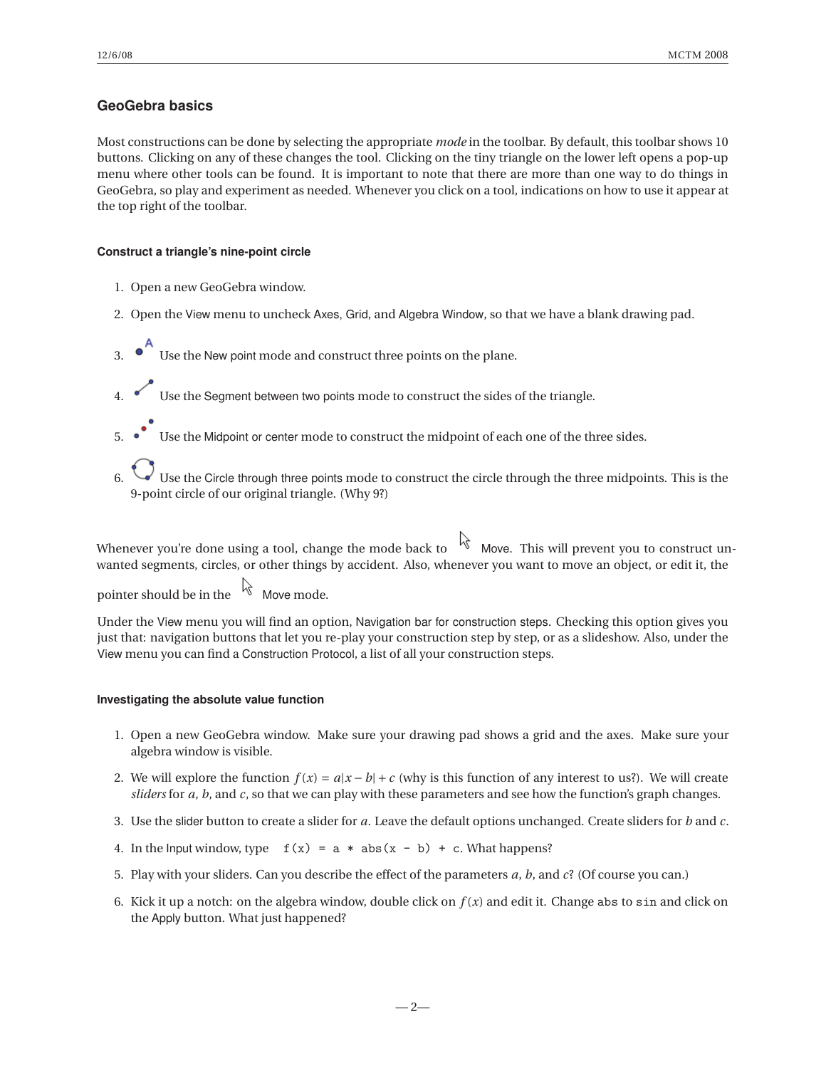## GeoGebra basics

Most constructions can be done by selecting the appropriate *mode* in the toolbar. By default, this toolbar shows 10 buttons. Clicking on any of these changes the tool. Clicking on the tiny triangle on the lower left opens a pop-up menu where other tools can be found. It is important to note that there are more than one way to do things in GeoGebra, so play and experiment as needed. Whenever you click on a tool, indications on how to use it appear at the top right of the toolbar.

#### Construct a triangle's nine-point circle

1. Open a new GeoGebra window.
2. Open the View menu to uncheck Axes, Grid, and Algebra Window, so that we have a blank drawing pad.
3. Use the New point mode and construct three points on the plane.
4. Use the Segment between two points mode to construct the sides of the triangle.
5. Use the Midpoint or center mode to construct the midpoint of each one of the three sides.
6. Use the Circle through three points mode to construct the circle through the three midpoints. This is the 9-point circle of our original triangle. (Why 9?)

Whenever you're done using a tool, change the mode back to Move. This will prevent you to construct unwanted segments, circles, or other things by accident. Also, whenever you want to move an object, or edit it, the pointer should be in the Move mode.

Under the View menu you will find an option, Navigation bar for construction steps. Checking this option gives you just that: navigation buttons that let you re-play your construction step by step, or as a slideshow. Also, under the View menu you can find a Construction Protocol, a list of all your construction steps.

#### Investigating the absolute value function

1. Open a new GeoGebra window. Make sure your drawing pad shows a grid and the axes. Make sure your algebra window is visible.
2. We will explore the function $f(x) = a|x - b| + c$ (why is this function of any interest to us?). We will create *sliders* for $a$, $b$, and $c$, so that we can play with these parameters and see how the function's graph changes.
3. Use the slider button to create a slider for $a$. Leave the default options unchanged. Create sliders for $b$ and $c$.
4. In the Input window, type `f(x) = a * abs(x - b) + c`. What happens?
5. Play with your sliders. Can you describe the effect of the parameters $a$, $b$, and $c$? (Of course you can.)
6. Kick it up a notch: on the algebra window, double click on $f(x)$ and edit it. Change `abs` to `sin` and click on the Apply button. What just happened?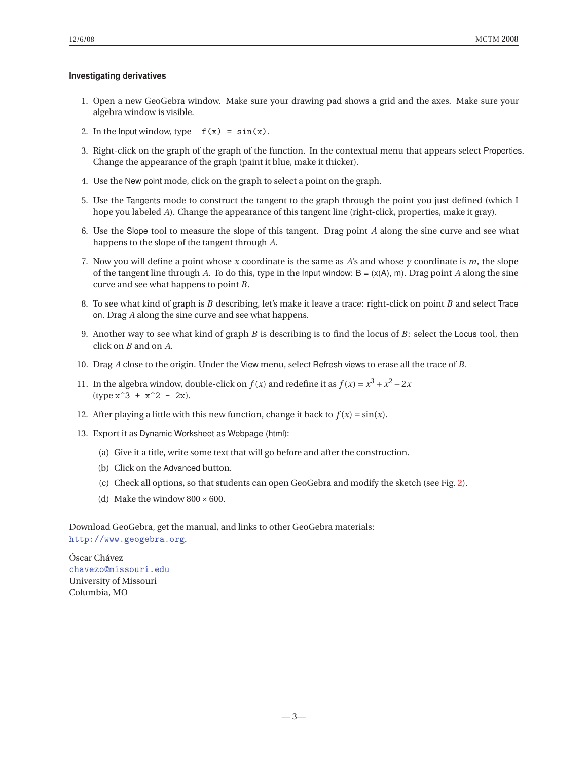**Investigating derivatives**

1. Open a new GeoGebra window. Make sure your drawing pad shows a grid and the axes. Make sure your algebra window is visible.
2. In the Input window, type `f(x) = sin(x)`.
3. Right-click on the graph of the graph of the function. In the contextual menu that appears select Properties. Change the appearance of the graph (paint it blue, make it thicker).
4. Use the New point mode, click on the graph to select a point on the graph.
5. Use the Tangents mode to construct the tangent to the graph through the point you just defined (which I hope you labeled $A$). Change the appearance of this tangent line (right-click, properties, make it gray).
6. Use the Slope tool to measure the slope of this tangent. Drag point $A$ along the sine curve and see what happens to the slope of the tangent through $A$.
7. Now you will define a point whose $x$ coordinate is the same as $A$'s and whose $y$ coordinate is $m$, the slope of the tangent line through $A$. To do this, type in the Input window: B = (x(A), m). Drag point $A$ along the sine curve and see what happens to point $B$.
8. To see what kind of graph is $B$ describing, let's make it leave a trace: right-click on point $B$ and select Trace on. Drag $A$ along the sine curve and see what happens.
9. Another way to see what kind of graph $B$ is describing is to find the locus of $B$: select the Locus tool, then click on $B$ and on $A$.
10. Drag $A$ close to the origin. Under the View menu, select Refresh views to erase all the trace of $B$.
11. In the algebra window, double-click on $f(x)$ and redefine it as $f(x) = x^3 + x^2 - 2x$ (type `x^3 + x^2 - 2x`).
12. After playing a little with this new function, change it back to $f(x) = \sin(x)$.
13. Export it as Dynamic Worksheet as Webpage (html):
    (a) Give it a title, write some text that will go before and after the construction.
    (b) Click on the Advanced button.
    (c) Check all options, so that students can open GeoGebra and modify the sketch (see Fig. 2).
    (d) Make the window $800 \times 600$.

Download GeoGebra, get the manual, and links to other GeoGebra materials:
http://www.geogebra.org.

Óscar Chávez
chavezo@missouri.edu
University of Missouri
Columbia, MO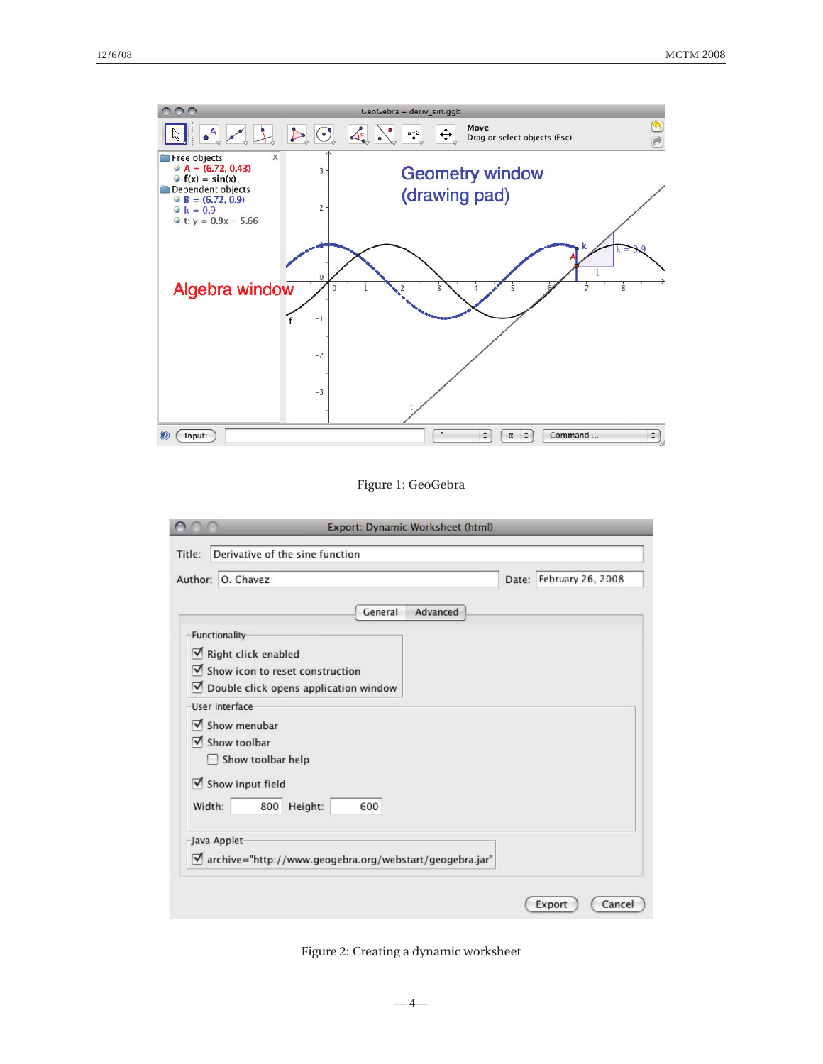Figure 1: GeoGebra

Figure 2: Creating a dynamic worksheet